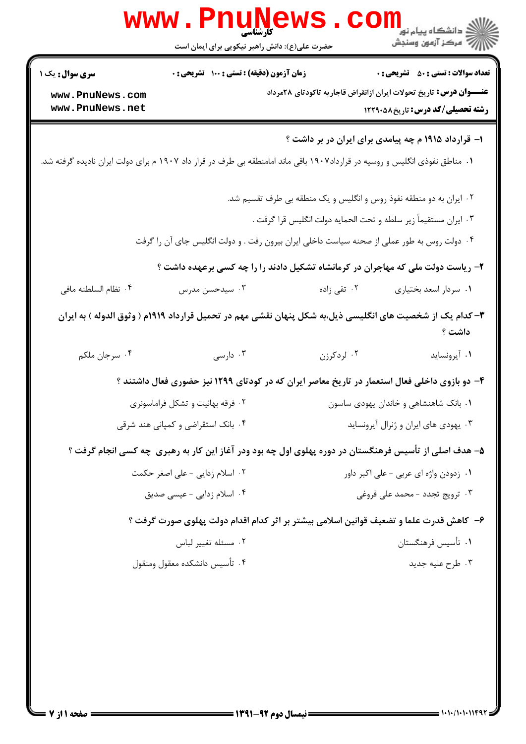**کارشناسی**

حضرت علی(ع): دانش راهبر نیکویی برای ایمان است

**سری سوال:** یک ۱

**زمان آزمون (دقیقه) : تستی : ۱۰۰ تشریحی : ۰**

**تعداد سوالات : تستی : ۵۰ تشریحی : ۰**

**عنـــوان درس:** تاریخ تحولات ایران ازانقراض قاجاریه تاکودتای ۲۸مرداد

**رشته تحصیلی/کد درس:** تاریخ۱۲۲۹۰۵۸

**۱- قرارداد ۱۹۱۵ م چه پیامدی برای ایران در بر داشت ؟**

۱. مناطق نفوذی انگلیس و روسیه در قرارداد۱۹۰۷ باقی ماند امامنطقه بی طرف در قرار داد ۱۹۰۷ م برای دولت ایران نادیده گرفته شد.

۲. ایران به دو منطقه نفوذ روس و انگلیس و یک منطقه بی طرف تقسیم شد.

۳. ایران مستقیماً زیر سلطه و تحت الحمایه دولت انگلیس قرا گرفت .

۴. دولت روس به طور عملی از صحنه سیاست داخلی ایران بیرون رفت . و دولت انگلیس جای آن را گرفت

**۲- ریاست دولت ملی که مهاجران در کرمانشاه تشکیل دادند را چه کسی برعهده داشت ؟**

۱. سردار اسعد بختیاری
۲. تقی زاده
۳. سیدحسن مدرس
۴. نظام السلطنه مافی

**۳-کدام یک از شخصیت های انگلیسی ذیل،به شکل پنهان نقشی مهم در تحمیل قرارداد ۱۹۱۹م ( وثوق الدوله ) به ایران داشت ؟**

۱. آیرونساید
۲. لردکرزن
۳. دارسی
۴. سرجان ملکم

**۴- دو بازوی داخلی فعال استعمار در تاریخ معاصر ایران که در کودتای ۱۲۹۹ نیز حضوری فعال داشتند ؟**

۱. بانک شاهنشاهی و خاندان یهودی ساسون
۲. فرقه بهائیت و تشکل فراماسونری
۳. یهودی های ایران و ژنرال آیرونساید
۴. بانک استقراضی و کمپانی هند شرقی

**۵- هدف اصلی از تأسیس فرهنگستان در دوره پهلوی اول چه بود ودر آغاز این کار به رهبری چه کسی انجام گرفت ؟**

۱. زدودن واژه ای عربی - علی اکبر داور
۲. اسلام زدایی - علی اصغر حکمت
۳. ترویج تجدد - محمد علی فروغی
۴. اسلام زدایی - عیسی صدیق

**۶- کاهش قدرت علما و تضعیف قوانین اسلامی بیشتر بر اثر کدام اقدام دولت پهلوی صورت گرفت ؟**

۱. تأسیس فرهنگستان
۲. مسئله تغییر لباس
۳. طرح علیه جدید
۴. تأسیس دانشکده معقول ومنقول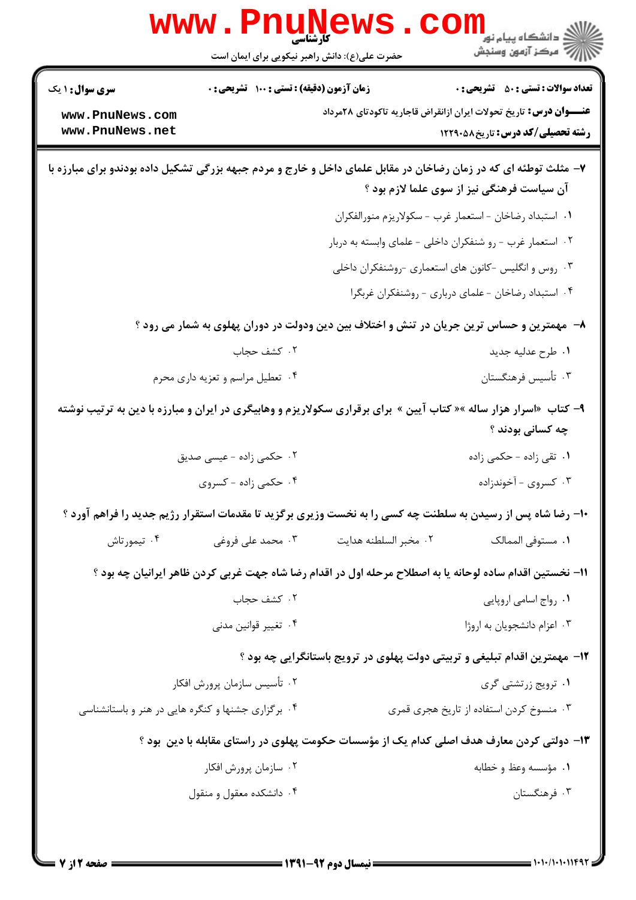۷- مثلث توطئه ای که در زمان رضاخان در مقابل علمای داخل و خارج و مردم جبهه بزرگی تشکیل داده بودندو برای مبارزه با آن سیاست فرهنگی نیز از سوی علما لازم بود ؟

۱. استبداد رضاخان - استعمار غرب - سکولاریزم منورالفکران

۲. استعمار غرب - رو شنفکران داخلی - علمای وابسته به دربار

۳. روس و انگلیس -کانون های استعماری -روشنفکران داخلی

۴. استبداد رضاخان - علمای درباری - روشنفکران غربگرا

۸- مهمترین و حساس ترین جریان در تنش و اختلاف بین دین ودولت در دوران پهلوی به شمار می رود ؟

۱. طرح عدلیه جدید

۲. کشف حجاب

۳. تأسیس فرهنگستان

۴. تعطیل مراسم و تعزیه داری محرم

۹- کتاب «اسرار هزار ساله »« کتاب آیین » برای برقراری سکولاریزم و وهابیگری در ایران و مبارزه با دین به ترتیب نوشته چه کسانی بودند ؟

۱. تقی زاده - حکمی زاده

۲. حکمی زاده - عیسی صدیق

۳. کسروی - آخوندزاده

۴. حکمی زاده - کسروی

۱۰- رضا شاه پس از رسیدن به سلطنت چه کسی را به نخست وزیری برگزید تا مقدمات استقرار رژیم جدید را فراهم آورد ؟

۱. مستوفی الممالک

۲. مخبر السلطنه هدایت

۳. محمد علی فروغی

۴. تیمورتاش

۱۱- نخستین اقدام ساده لوحانه یا به اصطلاح مرحله اول در اقدام رضا شاه جهت غربی کردن ظاهر ایرانیان چه بود ؟

۱. رواج اسامی اروپایی

۲. کشف حجاب

۳. اعزام دانشجویان به اروپا

۴. تغییر قوانین مدنی

۱۲- مهمترین اقدام تبلیغی و تربیتی دولت پهلوی در ترویج باستانگرایی چه بود ؟

۱. ترویج زرتشتی گری

۲. تأسیس سازمان پرورش افکار

۳. منسوخ کردن استفاده از تاریخ هجری قمری

۴. برگزاری جشنها و کنگره هایی در هنر و باستانشناسی

۱۳- دولتی کردن معارف هدف اصلی کدام یک از مؤسسات حکومت پهلوی در راستای مقابله با دین بود ؟

۱. مؤسسه وعظ و خطابه

۲. سازمان پرورش افکار

۳. فرهنگستان

۴. دانشکده معقول و منقول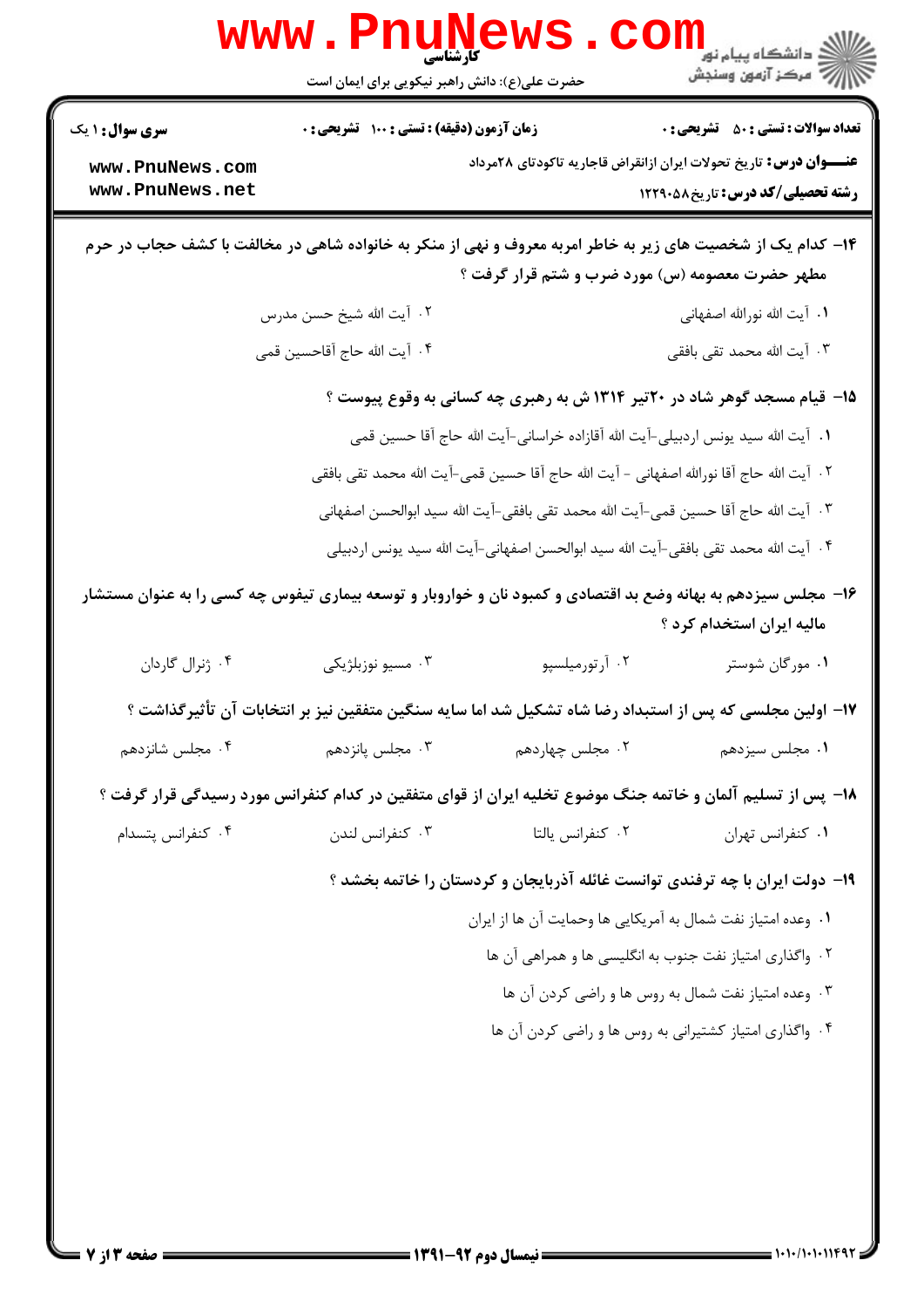**تعداد سوالات : تستی : ۵۰ تشریحی : ۰** | **زمان آزمون (دقیقه) : تستی : ۱۰۰ تشریحی : ۰** | **سری سوال : ۱ یک**

**عنـــوان درس:** تاریخ تحولات ایران ازانقراض قاجاریه تاکودتای ۲۸مرداد

**رشته تحصیلی/کد درس:** تاریخ۱۲۲۹۰۵۸

**۱۴- کدام یک از شخصیت های زیر به خاطر امربه معروف و نهی از منکر به خانواده شاهی در مخالفت با کشف حجاب در حرم مطهر حضرت معصومه (س) مورد ضرب و شتم قرار گرفت ؟**

۱. آیت الله نورالله اصفهانی

۲. آیت الله شیخ حسن مدرس

۳. آیت الله محمد تقی بافقی

۴. آیت الله حاج آقاحسین قمی

**۱۵- قیام مسجد گوهر شاد در ۲۰تیر ۱۳۱۴ ش به رهبری چه کسانی به وقوع پیوست ؟**

۱. آیت الله سید یونس اردبیلی-آیت الله آقازاده خراسانی-آیت الله حاج آقا حسین قمی

۲. آیت الله حاج آقا نورالله اصفهانی - آیت الله حاج آقا حسین قمی-آیت الله محمد تقی بافقی

۳. آیت الله حاج آقا حسین قمی-آیت الله محمد تقی بافقی-آیت الله سید ابوالحسن اصفهانی

۴. آیت الله محمد تقی بافقی-آیت الله سید ابوالحسن اصفهانی-آیت الله سید یونس اردبیلی

**۱۶- مجلس سیزدهم به بهانه وضع بد اقتصادی و کمبود نان و خواروبار و توسعه بیماری تیفوس چه کسی را به عنوان مستشار مالیه ایران استخدام کرد ؟**

۱. مورگان شوستر

۲. آرتورمیلسپو

۳. مسیو نوزبلژیکی

۴. ژنرال گاردان

**۱۷- اولین مجلسی که پس از استبداد رضا شاه تشکیل شد اما سایه سنگین متفقین نیز بر انتخابات آن تأثیرگذاشت ؟**

۱. مجلس سیزدهم

۲. مجلس چهاردهم

۳. مجلس پانزدهم

۴. مجلس شانزدهم

**۱۸- پس از تسلیم آلمان و خاتمه جنگ موضوع تخلیه ایران از قوای متفقین در کدام کنفرانس مورد رسیدگی قرار گرفت ؟**

۱. کنفرانس تهران

۲. کنفرانس یالتا

۳. کنفرانس لندن

۴. کنفرانس پتسدام

**۱۹- دولت ایران با چه ترفندی توانست غائله آذربایجان و کردستان را خاتمه بخشد ؟**

۱. وعده امتیاز نفت شمال به آمریکایی ها وحمایت آن ها از ایران

۲. واگذاری امتیاز نفت جنوب به انگلیسی ها و همراهی آن ها

۳. وعده امتیاز نفت شمال به روس ها و راضی کردن آن ها

۴. واگذاری امتیاز کشتیرانی به روس ها و راضی کردن آن ها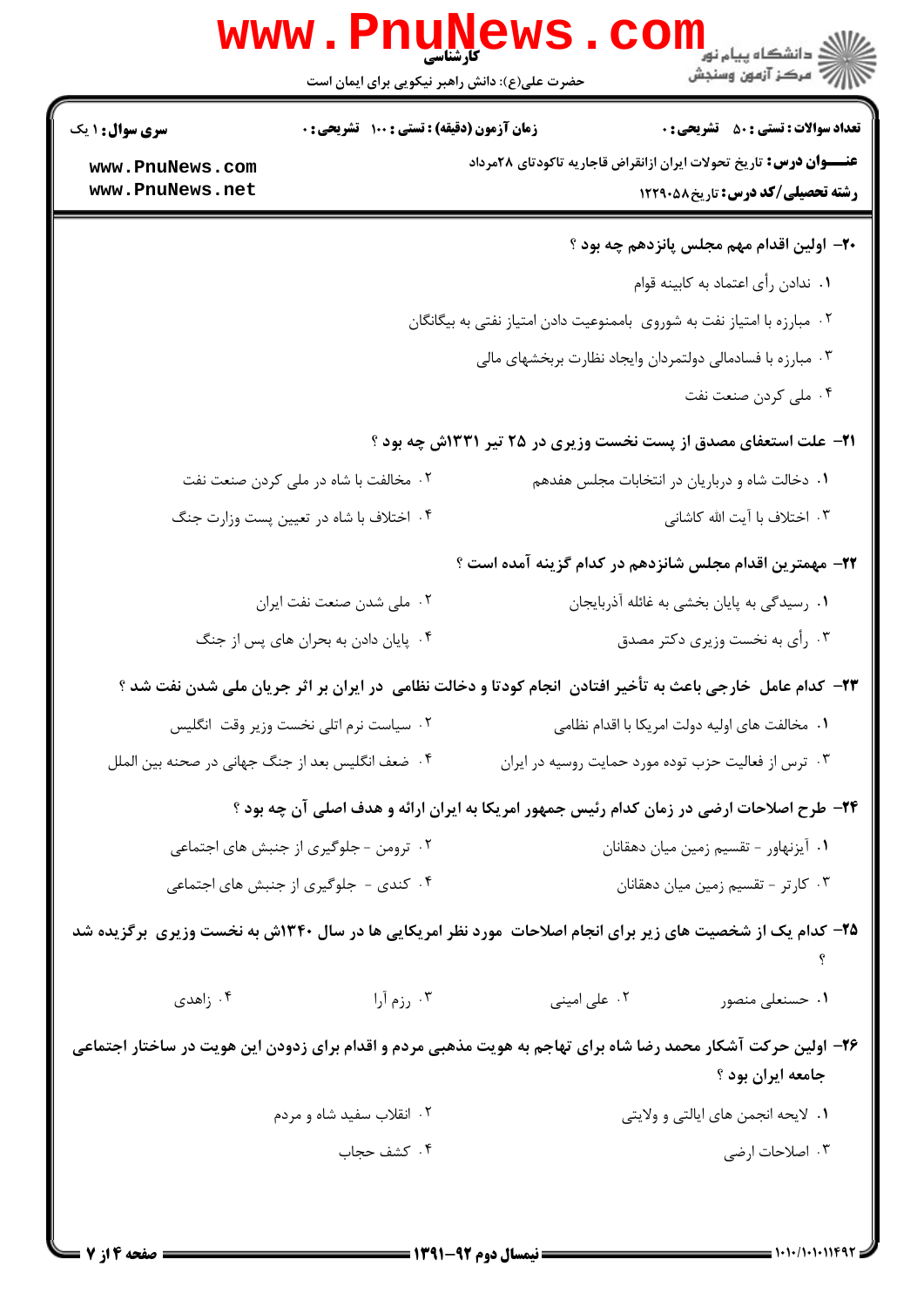**۲۰-** اولین اقدام مهم مجلس پانزدهم چه بود ؟

۱. ندادن رأی اعتماد به کابینه قوام

۲. مبارزه با امتیاز نفت به شوروی  باممنوعیت دادن امتیاز نفتی به بیگانگان

۳. مبارزه با فسادمالی دولتمردان وایجاد نظارت بربخشهای مالی

۴. ملی کردن صنعت نفت

**۲۱-** علت استعفای مصدق از پست نخست وزیری در ۲۵ تیر ۱۳۳۱ش چه بود ؟

۱. دخالت شاه و درباریان در انتخابات مجلس هفدهم

۲. مخالفت با شاه در ملی کردن صنعت نفت

۳. اختلاف با آیت الله کاشانی

۴. اختلاف با شاه در تعیین پست وزارت جنگ

**۲۲-** مهمترین اقدام مجلس شانزدهم در کدام گزینه آمده است ؟

۱. رسیدگی به پایان بخشی به غائله آذربایجان

۲. ملی شدن صنعت نفت ایران

۳. رأی به نخست وزیری دکتر مصدق

۴. پایان دادن به بحران های پس از جنگ

**۲۳-** کدام عامل  خارجی باعث به تأخیر افتادن  انجام کودتا و دخالت نظامی  در ایران بر اثر جریان ملی شدن نفت شد ؟

۱. مخالفت های اولیه دولت امریکا با اقدام نظامی

۲. سیاست نرم اتلی نخست وزیر وقت  انگلیس

۳. ترس از فعالیت حزب توده مورد حمایت روسیه در ایران

۴. ضعف انگلیس بعد از جنگ جهانی در صحنه بین الملل

**۲۴-** طرح اصلاحات ارضی در زمان کدام رئیس جمهور امریکا به ایران ارائه و هدف اصلی آن چه بود ؟

۱. آیزنهاور - تقسیم زمین میان دهقانان

۲. ترومن -جلوگیری از جنبش های اجتماعی

۳. کارتر - تقسیم زمین میان دهقانان

۴. کندی  -  جلوگیری از جنبش های اجتماعی

**۲۵-** کدام یک از شخصیت های زیر برای انجام اصلاحات  مورد نظر امریکایی ها در سال ۱۳۴۰ش به نخست وزیری  برگزیده شد ؟

۱. حسنعلی منصور

۲. علی امینی

۳. رزم آرا

۴. زاهدی

**۲۶-** اولین حرکت آشکار محمد رضا شاه برای تهاجم به هویت مذهبی مردم و اقدام برای زدودن این هویت در ساختار اجتماعی جامعه ایران بود ؟

۱. لایحه انجمن های ایالتی و ولایتی

۲. انقلاب سفید شاه و مردم

۳. اصلاحات ارضی

۴. کشف حجاب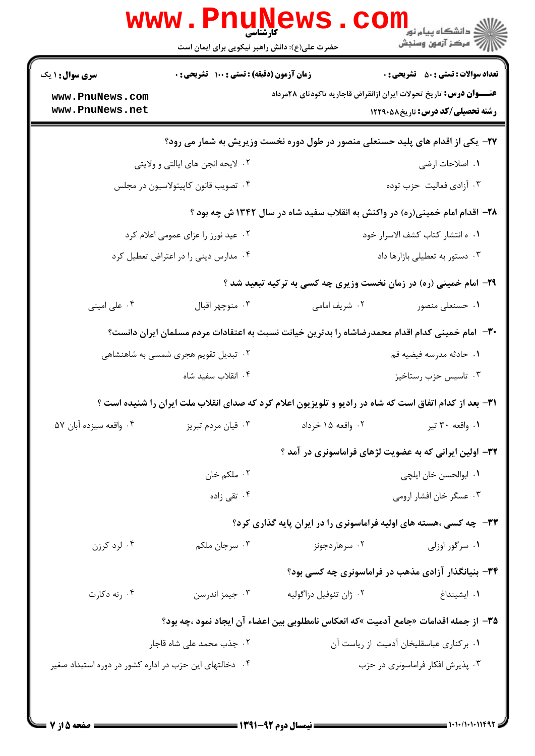**تعداد سوالات : تستی : ۵۰ تشریحی : ۰** | **زمان آزمون (دقیقه) : تستی : ۱۰۰ تشریحی : ۰** | **سری سوال : ۱ یک**

**عنـــوان درس:** تاریخ تحولات ایران ازانقراض قاجاریه تاکودتای ۲۸مرداد

**رشته تحصیلی/کد درس:** تاریخ۱۲۲۹۰۵۸

**۲۷- یکی از اقدام های پلید حسنعلی منصور در طول دوره نخست وزیریش به شمار می رود؟**

۱. اصلاحات ارضی

۲. لایحه انجن های ایالتی و ولایتی

۳. آزادی فعالیت حزب توده

۴. تصویب قانون کاپیتولاسیون در مجلس

**۲۸- اقدام امام خمینی(ره) در واکنش به انقلاب سفید شاه در سال ۱۳۴۲ ش چه بود ؟**

۱. ه انتشار کتاب کشف الاسرار خود

۲. عید نورز را عزای عمومی اعلام کرد

۳. دستور به تعطیلی بازارها داد

۴. مدارس دینی را در اعتراض تعطیل کرد

**۲۹- امام خمینی (ره) در زمان نخست وزیری چه کسی به ترکیه تبعید شد ؟**

۱. حسنعلی منصور

۲. شریف امامی

۳. منوچهر اقبال

۴. علی امینی

**۳۰- امام خمینی کدام اقدام محمدرضاشاه را بدترین خیانت نسبت به اعتقادات مردم مسلمان ایران دانست؟**

۱. حادثه مدرسه فیضیه قم

۲. تبدیل تقویم هجری شمسی به شاهنشاهی

۳. تاسیس حزب رستاخیز

۴. انقلاب سفید شاه

**۳۱- بعد از کدام اتفاق است که شاه در رادیو و تلویزیون اعلام کرد که صدای انقلاب ملت ایران را شنیده است ؟**

۱. واقعه ۳۰ تیر

۲. واقعه ۱۵ خرداد

۳. قیان مردم تبریز

۴. واقعه سیزده آبان ۵۷

**۳۲- اولین ایرانی که به عضویت لژهای فراماسونری در آمد ؟**

۱. ابوالحسن خان ایلچی

۲. ملکم خان

۳. عسگر خان افشار ارومی

۴. تقی زاده

**۳۳- چه کسی ،هسته های اولیه فراماسونری را در ایران پایه گذاری کرد؟**

۱. سرگور اوزلی

۲. سرهاردجونز

۳. سرجان ملکم

۴. لرد کرزن

**۳۴- بنیانگذار آزادی مذهب در فراماسونری چه کسی بود؟**

۱. ایشینداغ

۲. ژان تئوفیل دزاگولیه

۳. جیمز اندرسن

۴. رنه دکارت

**۳۵- از جمله اقدامات «جامع آدمیت »که انعکاس نامطلوبی بین اعضاء آن ایجاد نمود ،چه بود؟**

۱. برکناری عباسقلیخان آدمیت از ریاست آن

۲. جذب محمد علی شاه قاجار

۳. پذیرش افکار فراماسونری در حزب

۴. دخالتهای این حزب در اداره کشور در دوره استبداد صغیر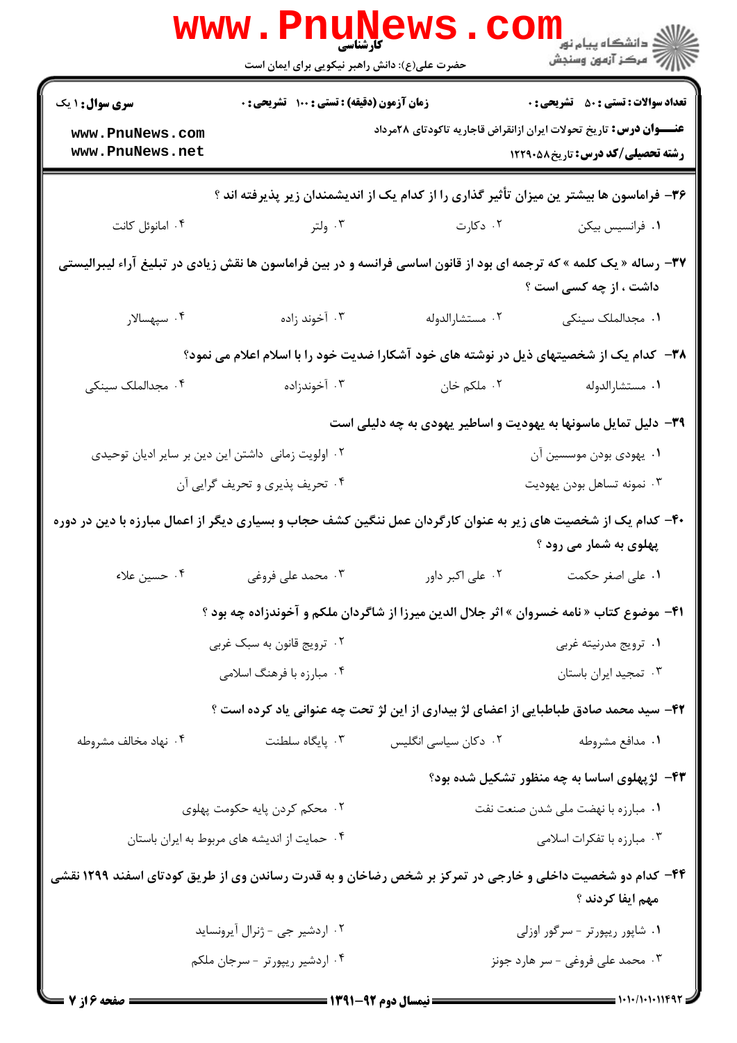۳۶- فراماسون ها بیشتر ین میزان تأثیر گذاری را از کدام یک از اندیشمندان زیر پذیرفته اند ؟

۱. فرانسیس بیکن
۲. دکارت
۳. ولتر
۴. امانوئل کانت

۳۷- رساله « یک کلمه » که ترجمه ای بود از قانون اساسی فرانسه و در بین فراماسون ها نقش زیادی در تبلیغ آراء لیبرالیستی داشت ، از چه کسی است ؟

۱. مجدالملک سینکی
۲. مستشارالدوله
۳. آخوند زاده
۴. سپهسالار

۳۸- کدام یک از شخصیتهای ذیل در نوشته های خود آشکارا ضدیت خود را با اسلام اعلام می نمود؟

۱. مستشارالدوله
۲. ملکم خان
۳. آخوندزاده
۴. مجدالملک سینکی

۳۹- دلیل تمایل ماسونها به یهودیت و اساطیر یهودی به چه دلیلی است

۱. یهودی بودن موسسین آن
۲. اولویت زمانی داشتن این دین بر سایر ادیان توحیدی
۳. نمونه تساهل بودن یهودیت
۴. تحریف پذیری و تحریف گرایی آن

۴۰- کدام یک از شخصیت های زیر به عنوان کارگردان عمل ننگین کشف حجاب و بسیاری دیگر از اعمال مبارزه با دین در دوره پهلوی به شمار می رود ؟

۱. علی اصغر حکمت
۲. علی اکبر داور
۳. محمد علی فروغی
۴. حسین علاء

۴۱- موضوع کتاب « نامه خسروان » اثر جلال الدین میرزا از شاگردان ملکم و آخوندزاده چه بود ؟

۱. ترویج مدرنیته غربی
۲. ترویج قانون به سبک غربی
۳. تجدید ایران باستان
۴. مبارزه با فرهنگ اسلامی

۴۲- سید محمد صادق طباطبایی از اعضای لژ بیداری از این لژ تحت چه عنوانی یاد کرده است ؟

۱. مدافع مشروطه
۲. دکان سیاسی انگلیس
۳. پایگاه سلطنت
۴. نهاد مخالف مشروطه

۴۳- لژپهلوی اساسا به چه منظور تشکیل شده بود؟

۱. مبارزه با نهضت ملی شدن صنعت نفت
۲. محکم کردن پایه حکومت پهلوی
۳. مبارزه با تفکرات اسلامی
۴. حمایت از اندیشه های مربوط به ایران باستان

۴۴- کدام دو شخصیت داخلی و خارجی در تمرکز بر شخص رضاخان و به قدرت رساندن وی از طریق کودتای اسفند ۱۲۹۹ نقشی مهم ایفا کردند ؟

۱. شاپور ریپورتر - سرگور اوزلی
۲. اردشیر جی - ژنرال آیرونساید
۳. محمد علی فروغی - سر هارد جونز
۴. اردشیر ریپورتر - سرجان ملکم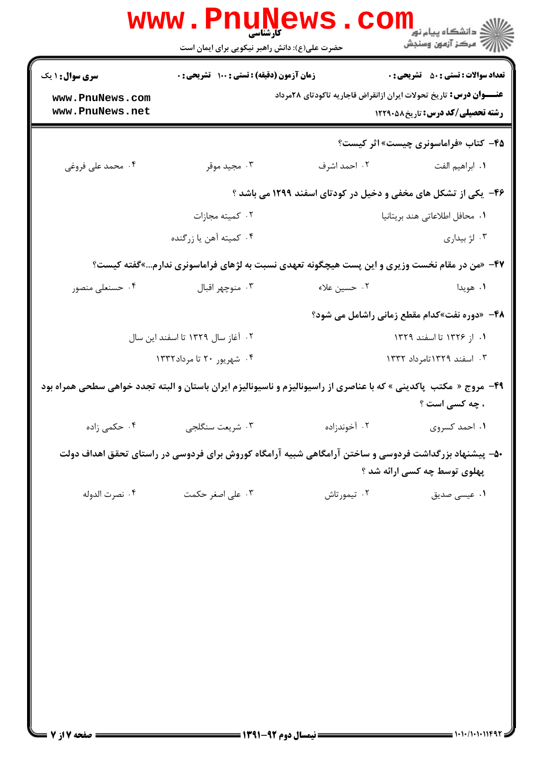۴۵- کتاب «فراماسونری چیست» اثر کیست؟

۱. ابراهیم الفت
۲. احمد اشرف
۳. مجید موقر
۴. محمد علی فروغی

۴۶- یکی از تشکل های مخفی و دخیل در کودتای اسفند ۱۲۹۹ می باشد ؟

۱. محافل اطلاعاتی هند بریتانیا
۲. کمیته مجازات
۳. لژ بیداری
۴. کمیته آهن یا زرگنده

۴۷- «من در مقام نخست وزیری و این پست هیچگونه تعهدی نسبت به لژهای فراماسونری ندارم...»گفته کیست؟

۱. هویدا
۲. حسین علاء
۳. منوچهر اقبال
۴. حسنعلی منصور

۴۸- «دوره نفت»کدام مقطع زمانی راشامل می شود؟

۱. از ۱۳۲۶ تا اسفند ۱۳۲۹
۲. آغاز سال ۱۳۲۹ تا اسفند این سال
۳. اسفند ۱۳۲۹تامرداد ۱۳۳۲
۴. شهریور ۲۰ تا مرداد۱۳۳۲

۴۹- مروج « مکتب پاکدینی » که با عناصری از راسیونالیزم و ناسیونالیزم ایران باستان و البته تجدد خواهی سطحی همراه بود ، چه کسی است ؟

۱. احمد کسروی
۲. آخوندزاده
۳. شریعت سنگلجی
۴. حکمی زاده

۵۰- پیشنهاد بزرگداشت فردوسی و ساختن آرامگاهی شبیه آرامگاه کوروش برای فردوسی در راستای تحقق اهداف دولت پهلوی توسط چه کسی ارائه شد ؟

۱. عیسی صدیق
۲. تیمورتاش
۳. علی اصغر حکمت
۴. نصرت الدوله